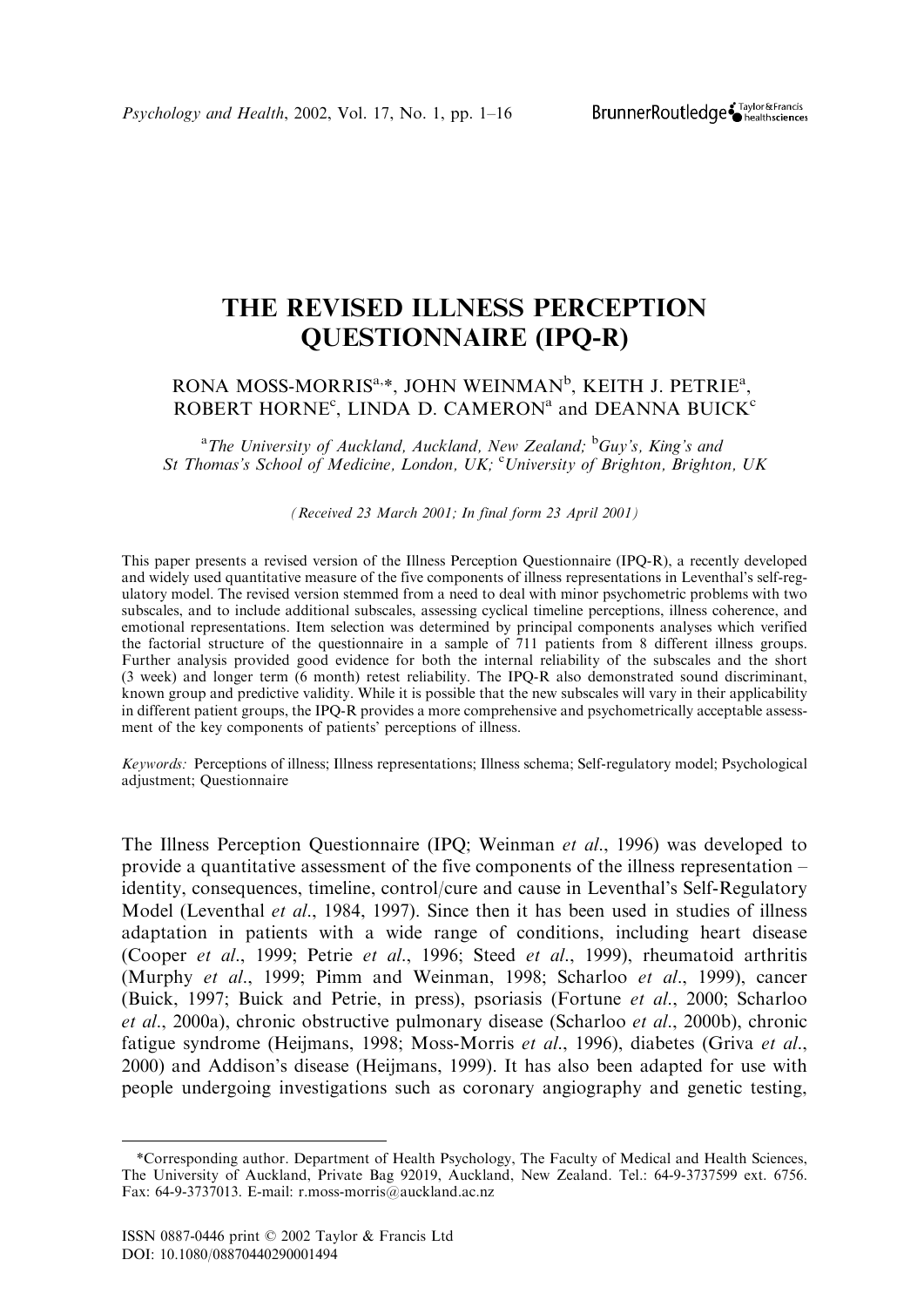# THE REVISED ILLNESS PERCEPTION QUESTIONNAIRE (IPQ-R)

RONA MOSS-MORRIS[a,*], JOHN WEINMAN[b], KEITH J. PETRIE[a], ROBERT HORNE[c], LINDA D. CAMERON[a] and DEANNA BUICK[c]

[a]*The University of Auckland, Auckland, New Zealand;* [b]*Guy's, King's and St Thomas's School of Medicine, London, UK;* [c]*University of Brighton, Brighton, UK*

*(Received 23 March 2001; In final form 23 April 2001)*

This paper presents a revised version of the Illness Perception Questionnaire (IPQ-R), a recently developed and widely used quantitative measure of the five components of illness representations in Leventhal's self-regulatory model. The revised version stemmed from a need to deal with minor psychometric problems with two subscales, and to include additional subscales, assessing cyclical timeline perceptions, illness coherence, and emotional representations. Item selection was determined by principal components analyses which verified the factorial structure of the questionnaire in a sample of 711 patients from 8 different illness groups. Further analysis provided good evidence for both the internal reliability of the subscales and the short (3 week) and longer term (6 month) retest reliability. The IPQ-R also demonstrated sound discriminant, known group and predictive validity. While it is possible that the new subscales will vary in their applicability in different patient groups, the IPQ-R provides a more comprehensive and psychometrically acceptable assessment of the key components of patients' perceptions of illness.

*Keywords:* Perceptions of illness; Illness representations; Illness schema; Self-regulatory model; Psychological adjustment; Questionnaire

The Illness Perception Questionnaire (IPQ; Weinman *et al*., 1996) was developed to provide a quantitative assessment of the five components of the illness representation – identity, consequences, timeline, control/cure and cause in Leventhal's Self-Regulatory Model (Leventhal *et al*., 1984, 1997). Since then it has been used in studies of illness adaptation in patients with a wide range of conditions, including heart disease (Cooper *et al*., 1999; Petrie *et al*., 1996; Steed *et al*., 1999), rheumatoid arthritis (Murphy *et al*., 1999; Pimm and Weinman, 1998; Scharloo *et al*., 1999), cancer (Buick, 1997; Buick and Petrie, in press), psoriasis (Fortune *et al*., 2000; Scharloo *et al*., 2000a), chronic obstructive pulmonary disease (Scharloo *et al*., 2000b), chronic fatigue syndrome (Heijmans, 1998; Moss-Morris *et al*., 1996), diabetes (Griva *et al*., 2000) and Addison's disease (Heijmans, 1999). It has also been adapted for use with people undergoing investigations such as coronary angiography and genetic testing,

---

*Corresponding author. Department of Health Psychology, The Faculty of Medical and Health Sciences, The University of Auckland, Private Bag 92019, Auckland, New Zealand. Tel.: 64-9-3737599 ext. 6756. Fax: 64-9-3737013. E-mail: r.moss-morris@auckland.ac.nz

ISSN 0887-0446 print © 2002 Taylor & Francis Ltd
DOI: 10.1080/08870440290001494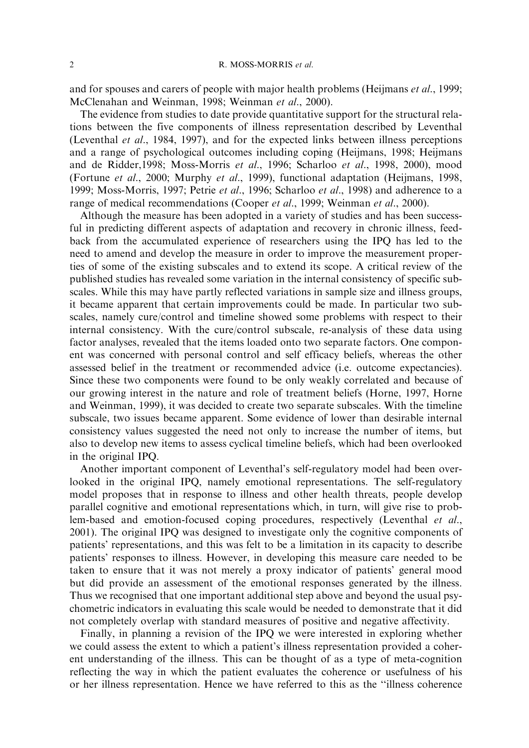and for spouses and carers of people with major health problems (Heijmans *et al*., 1999; McClenahan and Weinman, 1998; Weinman *et al*., 2000).

The evidence from studies to date provide quantitative support for the structural relations between the five components of illness representation described by Leventhal (Leventhal *et al*., 1984, 1997), and for the expected links between illness perceptions and a range of psychological outcomes including coping (Heijmans, 1998; Heijmans and de Ridder,1998; Moss-Morris *et al*., 1996; Scharloo *et al*., 1998, 2000), mood (Fortune *et al*., 2000; Murphy *et al*., 1999), functional adaptation (Heijmans, 1998, 1999; Moss-Morris, 1997; Petrie *et al*., 1996; Scharloo *et al*., 1998) and adherence to a range of medical recommendations (Cooper *et al*., 1999; Weinman *et al*., 2000).

Although the measure has been adopted in a variety of studies and has been successful in predicting different aspects of adaptation and recovery in chronic illness, feedback from the accumulated experience of researchers using the IPQ has led to the need to amend and develop the measure in order to improve the measurement properties of some of the existing subscales and to extend its scope. A critical review of the published studies has revealed some variation in the internal consistency of specific subscales. While this may have partly reflected variations in sample size and illness groups, it became apparent that certain improvements could be made. In particular two subscales, namely cure/control and timeline showed some problems with respect to their internal consistency. With the cure/control subscale, re-analysis of these data using factor analyses, revealed that the items loaded onto two separate factors. One component was concerned with personal control and self efficacy beliefs, whereas the other assessed belief in the treatment or recommended advice (i.e. outcome expectancies). Since these two components were found to be only weakly correlated and because of our growing interest in the nature and role of treatment beliefs (Horne, 1997, Horne and Weinman, 1999), it was decided to create two separate subscales. With the timeline subscale, two issues became apparent. Some evidence of lower than desirable internal consistency values suggested the need not only to increase the number of items, but also to develop new items to assess cyclical timeline beliefs, which had been overlooked in the original IPQ.

Another important component of Leventhal's self-regulatory model had been overlooked in the original IPQ, namely emotional representations. The self-regulatory model proposes that in response to illness and other health threats, people develop parallel cognitive and emotional representations which, in turn, will give rise to problem-based and emotion-focused coping procedures, respectively (Leventhal *et al*., 2001). The original IPQ was designed to investigate only the cognitive components of patients' representations, and this was felt to be a limitation in its capacity to describe patients' responses to illness. However, in developing this measure care needed to be taken to ensure that it was not merely a proxy indicator of patients' general mood but did provide an assessment of the emotional responses generated by the illness. Thus we recognised that one important additional step above and beyond the usual psychometric indicators in evaluating this scale would be needed to demonstrate that it did not completely overlap with standard measures of positive and negative affectivity.

Finally, in planning a revision of the IPQ we were interested in exploring whether we could assess the extent to which a patient's illness representation provided a coherent understanding of the illness. This can be thought of as a type of meta-cognition reflecting the way in which the patient evaluates the coherence or usefulness of his or her illness representation. Hence we have referred to this as the "illness coherence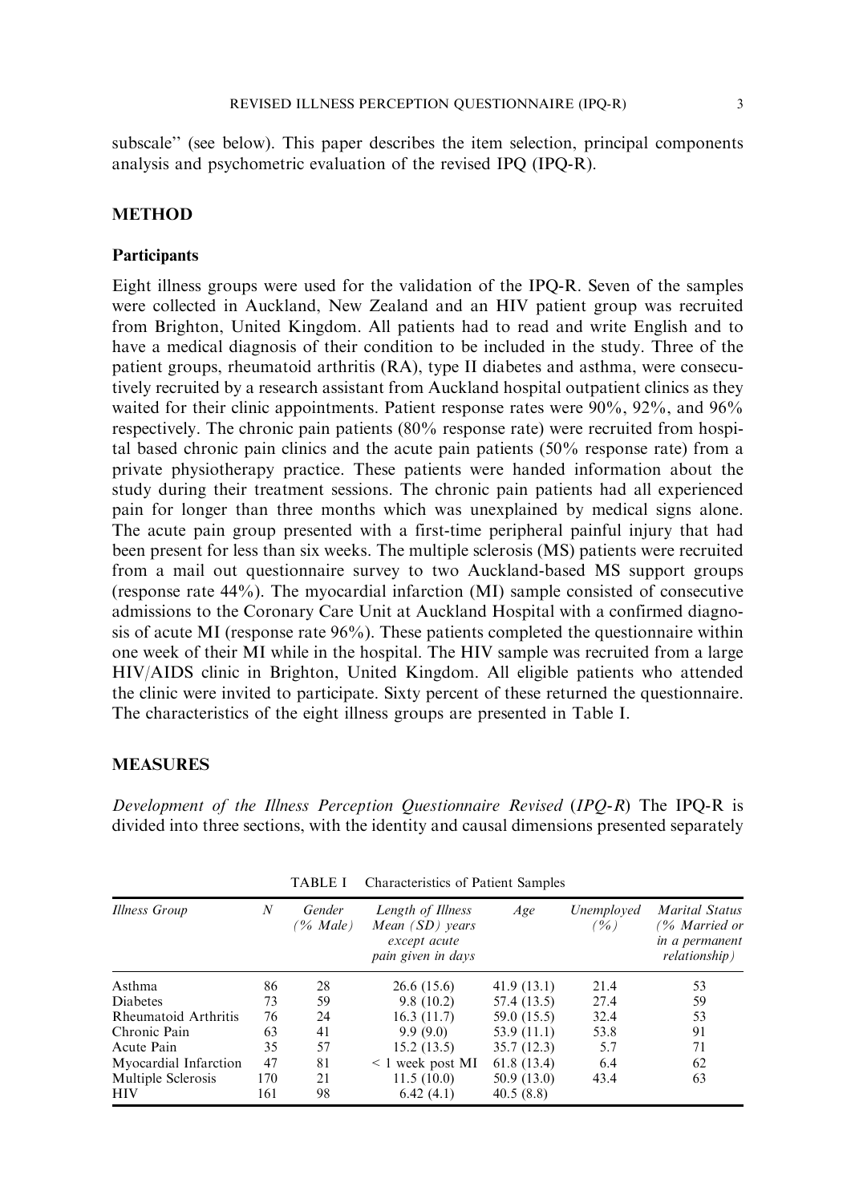subscale" (see below). This paper describes the item selection, principal components analysis and psychometric evaluation of the revised IPQ (IPQ-R).

## METHOD

### Participants

Eight illness groups were used for the validation of the IPQ-R. Seven of the samples were collected in Auckland, New Zealand and an HIV patient group was recruited from Brighton, United Kingdom. All patients had to read and write English and to have a medical diagnosis of their condition to be included in the study. Three of the patient groups, rheumatoid arthritis (RA), type II diabetes and asthma, were consecutively recruited by a research assistant from Auckland hospital outpatient clinics as they waited for their clinic appointments. Patient response rates were 90%, 92%, and 96% respectively. The chronic pain patients (80% response rate) were recruited from hospital based chronic pain clinics and the acute pain patients (50% response rate) from a private physiotherapy practice. These patients were handed information about the study during their treatment sessions. The chronic pain patients had all experienced pain for longer than three months which was unexplained by medical signs alone. The acute pain group presented with a first-time peripheral painful injury that had been present for less than six weeks. The multiple sclerosis (MS) patients were recruited from a mail out questionnaire survey to two Auckland-based MS support groups (response rate 44%). The myocardial infarction (MI) sample consisted of consecutive admissions to the Coronary Care Unit at Auckland Hospital with a confirmed diagnosis of acute MI (response rate 96%). These patients completed the questionnaire within one week of their MI while in the hospital. The HIV sample was recruited from a large HIV/AIDS clinic in Brighton, United Kingdom. All eligible patients who attended the clinic were invited to participate. Sixty percent of these returned the questionnaire. The characteristics of the eight illness groups are presented in Table I.

## MEASURES

*Development of the Illness Perception Questionnaire Revised* (*IPQ-R*) The IPQ-R is divided into three sections, with the identity and causal dimensions presented separately

TABLE I Characteristics of Patient Samples

| *Illness Group* | *N* | *Gender (% Male)* | *Length of Illness Mean (SD) years except acute pain given in days* | *Age* | *Unemployed (%)* | *Marital Status (% Married or in a permanent relationship)* |
|---|---|---|---|---|---|---|
| Asthma | 86 | 28 | 26.6 (15.6) | 41.9 (13.1) | 21.4 | 53 |
| Diabetes | 73 | 59 | 9.8 (10.2) | 57.4 (13.5) | 27.4 | 59 |
| Rheumatoid Arthritis | 76 | 24 | 16.3 (11.7) | 59.0 (15.5) | 32.4 | 53 |
| Chronic Pain | 63 | 41 | 9.9 (9.0) | 53.9 (11.1) | 53.8 | 91 |
| Acute Pain | 35 | 57 | 15.2 (13.5) | 35.7 (12.3) | 5.7 | 71 |
| Myocardial Infarction | 47 | 81 | < 1 week post MI | 61.8 (13.4) | 6.4 | 62 |
| Multiple Sclerosis | 170 | 21 | 11.5 (10.0) | 50.9 (13.0) | 43.4 | 63 |
| HIV | 161 | 98 | 6.42 (4.1) | 40.5 (8.8) | | |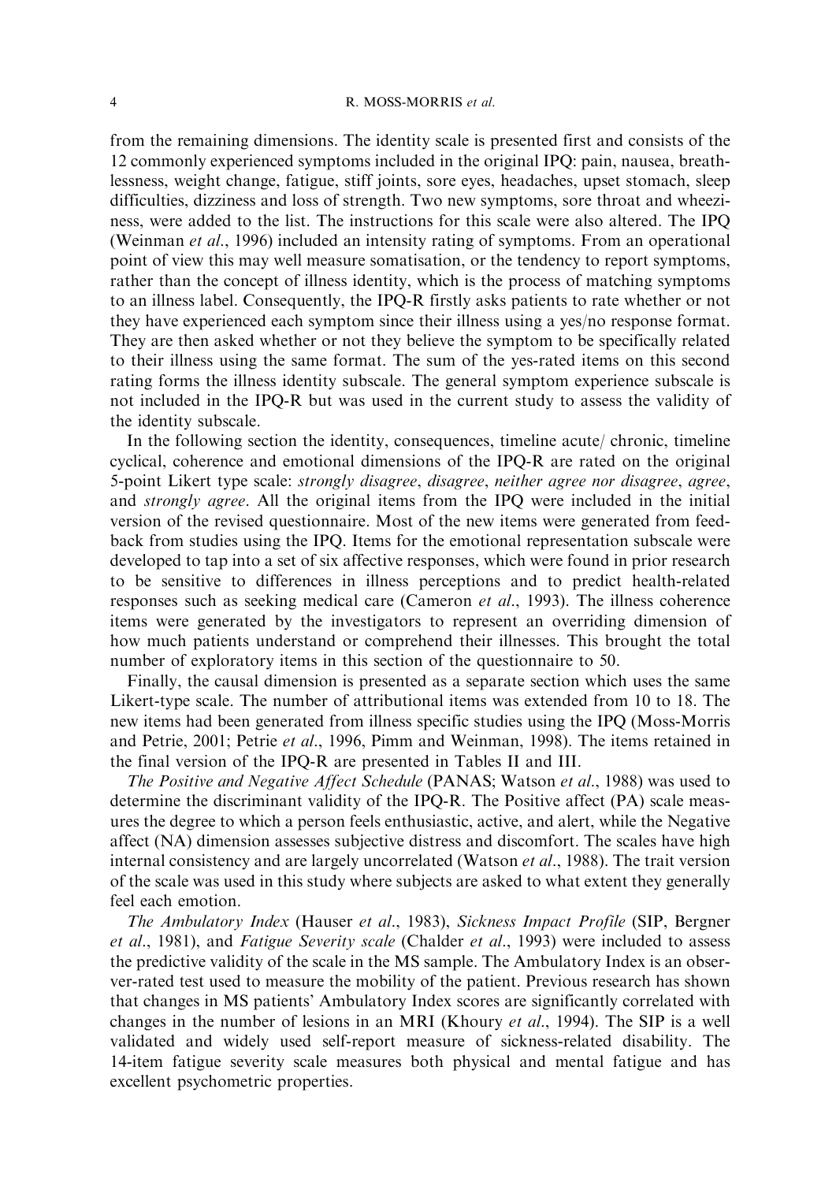from the remaining dimensions. The identity scale is presented first and consists of the 12 commonly experienced symptoms included in the original IPQ: pain, nausea, breathlessness, weight change, fatigue, stiff joints, sore eyes, headaches, upset stomach, sleep difficulties, dizziness and loss of strength. Two new symptoms, sore throat and wheeziness, were added to the list. The instructions for this scale were also altered. The IPQ (Weinman *et al.*, 1996) included an intensity rating of symptoms. From an operational point of view this may well measure somatisation, or the tendency to report symptoms, rather than the concept of illness identity, which is the process of matching symptoms to an illness label. Consequently, the IPQ-R firstly asks patients to rate whether or not they have experienced each symptom since their illness using a yes/no response format. They are then asked whether or not they believe the symptom to be specifically related to their illness using the same format. The sum of the yes-rated items on this second rating forms the illness identity subscale. The general symptom experience subscale is not included in the IPQ-R but was used in the current study to assess the validity of the identity subscale.

In the following section the identity, consequences, timeline acute/ chronic, timeline cyclical, coherence and emotional dimensions of the IPQ-R are rated on the original 5-point Likert type scale: *strongly disagree*, *disagree*, *neither agree nor disagree*, *agree*, and *strongly agree*. All the original items from the IPQ were included in the initial version of the revised questionnaire. Most of the new items were generated from feedback from studies using the IPQ. Items for the emotional representation subscale were developed to tap into a set of six affective responses, which were found in prior research to be sensitive to differences in illness perceptions and to predict health-related responses such as seeking medical care (Cameron *et al.*, 1993). The illness coherence items were generated by the investigators to represent an overriding dimension of how much patients understand or comprehend their illnesses. This brought the total number of exploratory items in this section of the questionnaire to 50.

Finally, the causal dimension is presented as a separate section which uses the same Likert-type scale. The number of attributional items was extended from 10 to 18. The new items had been generated from illness specific studies using the IPQ (Moss-Morris and Petrie, 2001; Petrie *et al.*, 1996, Pimm and Weinman, 1998). The items retained in the final version of the IPQ-R are presented in Tables II and III.

*The Positive and Negative Affect Schedule* (PANAS; Watson *et al.*, 1988) was used to determine the discriminant validity of the IPQ-R. The Positive affect (PA) scale measures the degree to which a person feels enthusiastic, active, and alert, while the Negative affect (NA) dimension assesses subjective distress and discomfort. The scales have high internal consistency and are largely uncorrelated (Watson *et al.*, 1988). The trait version of the scale was used in this study where subjects are asked to what extent they generally feel each emotion.

*The Ambulatory Index* (Hauser *et al.*, 1983), *Sickness Impact Profile* (SIP, Bergner *et al.*, 1981), and *Fatigue Severity scale* (Chalder *et al.*, 1993) were included to assess the predictive validity of the scale in the MS sample. The Ambulatory Index is an observer-rated test used to measure the mobility of the patient. Previous research has shown that changes in MS patients' Ambulatory Index scores are significantly correlated with changes in the number of lesions in an MRI (Khoury *et al.*, 1994). The SIP is a well validated and widely used self-report measure of sickness-related disability. The 14-item fatigue severity scale measures both physical and mental fatigue and has excellent psychometric properties.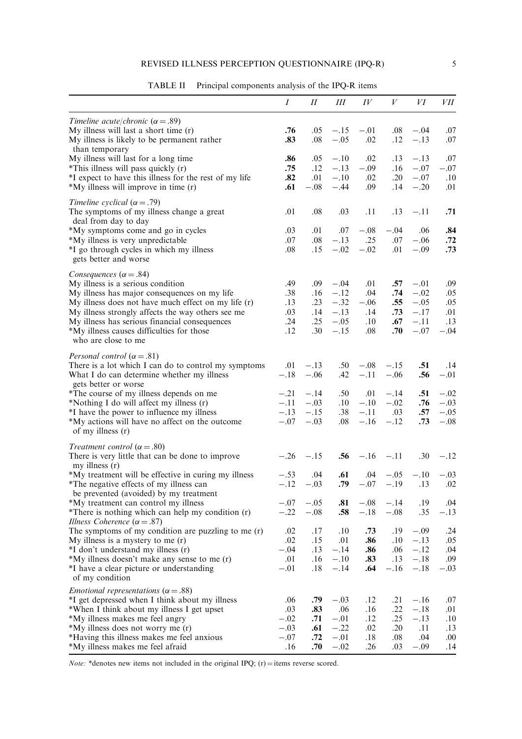TABLE II Principal components analysis of the IPQ-R items

| | I | II | III | IV | V | VI | VII |
|---|---|---|---|---|---|---|---|
| *Timeline acute/chronic* ($\alpha = .89$) | | | | | | | |
| My illness will last a short time (r) | **.76** | .05 | −.15 | −.01 | .08 | −.04 | .07 |
| My illness is likely to be permanent rather than temporary | **.83** | .08 | −.05 | .02 | .12 | −.13 | .07 |
| My illness will last for a long time | **.86** | .05 | −.10 | .02 | .13 | −.13 | .07 |
| *This illness will pass quickly (r) | **.75** | .12 | −.13 | −.09 | .16 | −.07 | −.07 |
| *I expect to have this illness for the rest of my life | **.82** | .01 | −.10 | .02 | .20 | −.07 | .10 |
| *My illness will improve in time (r) | **.61** | −.08 | −.44 | .09 | .14 | −.20 | .01 |
| *Timeline cyclical* ($\alpha = .79$) | | | | | | | |
| The symptoms of my illness change a great deal from day to day | .01 | .08 | .03 | .11 | .13 | −.11 | **.71** |
| *My symptoms come and go in cycles | .03 | .01 | .07 | −.08 | −.04 | .06 | **.84** |
| *My illness is very unpredictable | .07 | .08 | −.13 | .25 | .07 | −.06 | **.72** |
| *I go through cycles in which my illness gets better and worse | .08 | .15 | −.02 | −.02 | .01 | −.09 | **.73** |
| *Consequences* ($\alpha = .84$) | | | | | | | |
| My illness is a serious condition | .49 | .09 | −.04 | .01 | **.57** | −.01 | .09 |
| My illness has major consequences on my life | .38 | .16 | −.12 | .04 | **.74** | −.02 | .05 |
| My illness does not have much effect on my life (r) | .13 | .23 | −.32 | −.06 | **.55** | −.05 | .05 |
| My illness strongly affects the way others see me | .03 | .14 | −.13 | .14 | **.73** | −.17 | .01 |
| My illness has serious financial consequences | .24 | .25 | −.05 | .10 | **.67** | −.11 | .13 |
| *My illness causes difficulties for those who are close to me | .12 | .30 | −.15 | .08 | **.70** | −.07 | −.04 |
| *Personal control* ($\alpha = .81$) | | | | | | | |
| There is a lot which I can do to control my symptoms | .01 | −.13 | .50 | −.08 | −.15 | **.51** | .14 |
| What I do can determine whether my illness gets better or worse | −.18 | −.06 | .42 | −.11 | −.06 | **.56** | −.01 |
| *The course of my illness depends on me | −.21 | −.14 | .50 | .01 | −.14 | **.51** | −.02 |
| *Nothing I do will affect my illness (r) | −.11 | −.03 | .10 | −.10 | −.02 | **.76** | −.03 |
| *I have the power to influence my illness | −.13 | −.15 | .38 | −.11 | .03 | **.57** | −.05 |
| *My actions will have no affect on the outcome of my illness (r) | −.07 | −.03 | .08 | −.16 | −.12 | **.73** | −.08 |
| *Treatment control* ($\alpha = .80$) | | | | | | | |
| There is very little that can be done to improve my illness (r) | −.26 | −.15 | **.56** | −.16 | −.11 | .30 | −.12 |
| *My treatment will be effective in curing my illness | −.53 | .04 | **.61** | .04 | −.05 | −.10 | −.03 |
| *The negative effects of my illness can be prevented (avoided) by my treatment | −.12 | −.03 | **.79** | −.07 | −.19 | .13 | .02 |
| *My treatment can control my illness | −.07 | −.05 | **.81** | −.08 | −.14 | .19 | .04 |
| *There is nothing which can help my condition (r) | −.22 | −.08 | **.58** | −.18 | −.08 | .35 | −.13 |
| *Illness Coherence* ($\alpha = .87$) | | | | | | | |
| The symptoms of my condition are puzzling to me (r) | .02 | .17 | .10 | **.73** | .19 | −.09 | .24 |
| My illness is a mystery to me (r) | .02 | .15 | .01 | **.86** | .10 | −.13 | .05 |
| *I don't understand my illness (r) | −.04 | .13 | −.14 | **.86** | .06 | −.12 | .04 |
| *My illness doesn't make any sense to me (r) | .01 | .16 | −.10 | **.83** | .13 | −.18 | .09 |
| *I have a clear picture or understanding of my condition | −.01 | .18 | −.14 | **.64** | −.16 | −.18 | −.03 |
| *Emotional representations* ($\alpha = .88$) | | | | | | | |
| *I get depressed when I think about my illness | .06 | **.79** | −.03 | .12 | .21 | −.16 | .07 |
| *When I think about my illness I get upset | .03 | **.83** | .06 | .16 | .22 | −.18 | .01 |
| *My illness makes me feel angry | −.02 | **.71** | −.01 | .12 | .25 | −.13 | .10 |
| *My illness does not worry me (r) | −.03 | **.61** | −.22 | .02 | .20 | .11 | .13 |
| *Having this illness makes me feel anxious | −.07 | **.72** | −.01 | .18 | .08 | .04 | .00 |
| *My illness makes me feel afraid | .16 | **.70** | −.02 | .26 | .03 | −.09 | .14 |

*Note:* *denotes new items not included in the original IPQ; (r) = items reverse scored.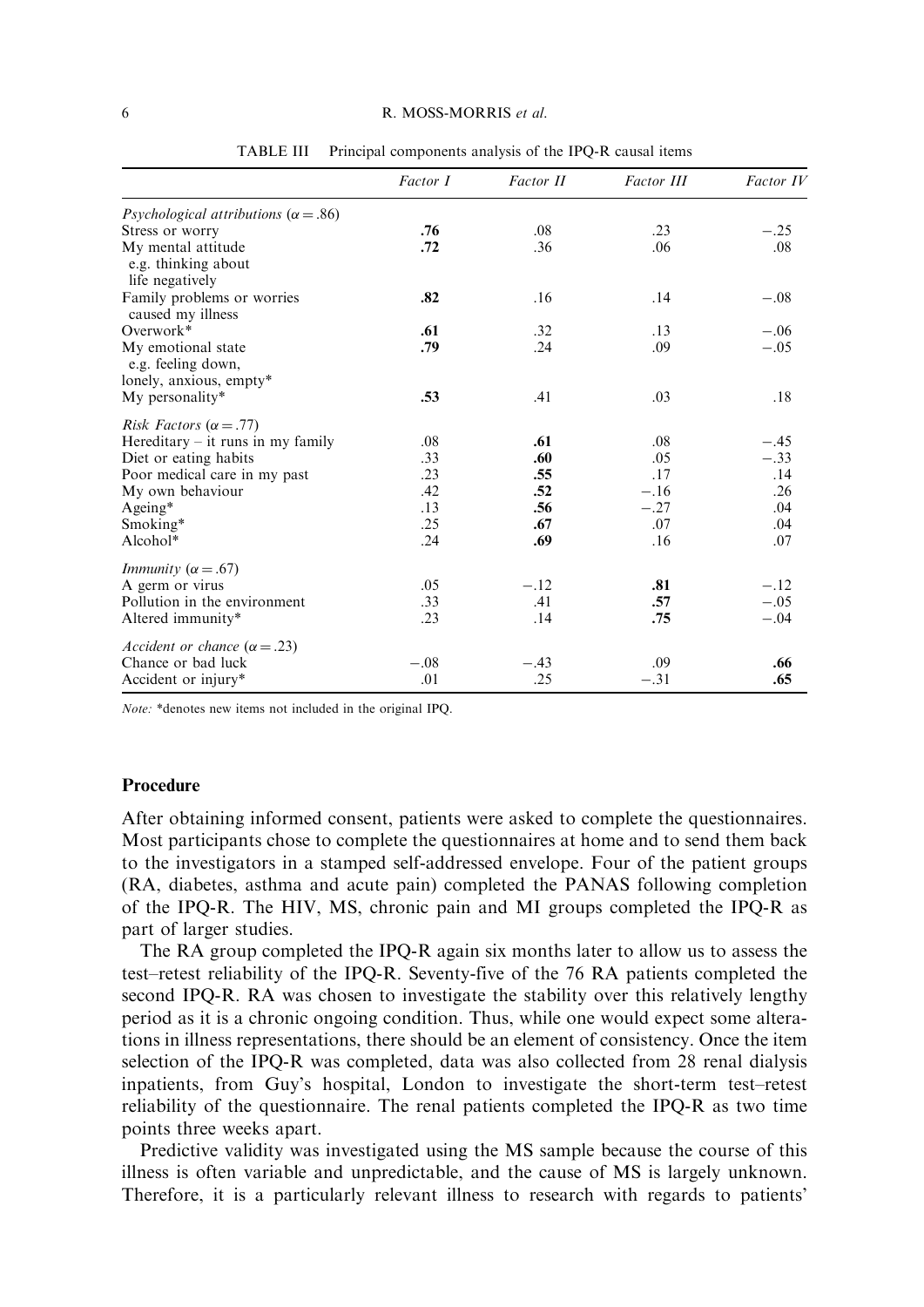TABLE III Principal components analysis of the IPQ-R causal items

| | *Factor I* | *Factor II* | *Factor III* | *Factor IV* |
|---|---|---|---|---|
| *Psychological attributions* ($\alpha = .86$) | | | | |
| Stress or worry | **.76** | .08 | .23 | −.25 |
| My mental attitude e.g. thinking about life negatively | **.72** | .36 | .06 | .08 |
| Family problems or worries caused my illness | **.82** | .16 | .14 | −.08 |
| Overwork* | **.61** | .32 | .13 | −.06 |
| My emotional state e.g. feeling down, lonely, anxious, empty* | **.79** | .24 | .09 | −.05 |
| My personality* | **.53** | .41 | .03 | .18 |
| *Risk Factors* ($\alpha = .77$) | | | | |
| Hereditary – it runs in my family | .08 | **.61** | .08 | −.45 |
| Diet or eating habits | .33 | **.60** | .05 | −.33 |
| Poor medical care in my past | .23 | **.55** | .17 | .14 |
| My own behaviour | .42 | **.52** | −.16 | .26 |
| Ageing* | .13 | **.56** | −.27 | .04 |
| Smoking* | .25 | **.67** | .07 | .04 |
| Alcohol* | .24 | **.69** | .16 | .07 |
| *Immunity* ($\alpha = .67$) | | | | |
| A germ or virus | .05 | −.12 | **.81** | −.12 |
| Pollution in the environment | .33 | .41 | **.57** | −.05 |
| Altered immunity* | .23 | .14 | **.75** | −.04 |
| *Accident or chance* ($\alpha = .23$) | | | | |
| Chance or bad luck | −.08 | −.43 | .09 | **.66** |
| Accident or injury* | .01 | .25 | −.31 | **.65** |

*Note:* *denotes new items not included in the original IPQ.

## Procedure

After obtaining informed consent, patients were asked to complete the questionnaires. Most participants chose to complete the questionnaires at home and to send them back to the investigators in a stamped self-addressed envelope. Four of the patient groups (RA, diabetes, asthma and acute pain) completed the PANAS following completion of the IPQ-R. The HIV, MS, chronic pain and MI groups completed the IPQ-R as part of larger studies.

The RA group completed the IPQ-R again six months later to allow us to assess the test–retest reliability of the IPQ-R. Seventy-five of the 76 RA patients completed the second IPQ-R. RA was chosen to investigate the stability over this relatively lengthy period as it is a chronic ongoing condition. Thus, while one would expect some alterations in illness representations, there should be an element of consistency. Once the item selection of the IPQ-R was completed, data was also collected from 28 renal dialysis inpatients, from Guy's hospital, London to investigate the short-term test–retest reliability of the questionnaire. The renal patients completed the IPQ-R as two time points three weeks apart.

Predictive validity was investigated using the MS sample because the course of this illness is often variable and unpredictable, and the cause of MS is largely unknown. Therefore, it is a particularly relevant illness to research with regards to patients'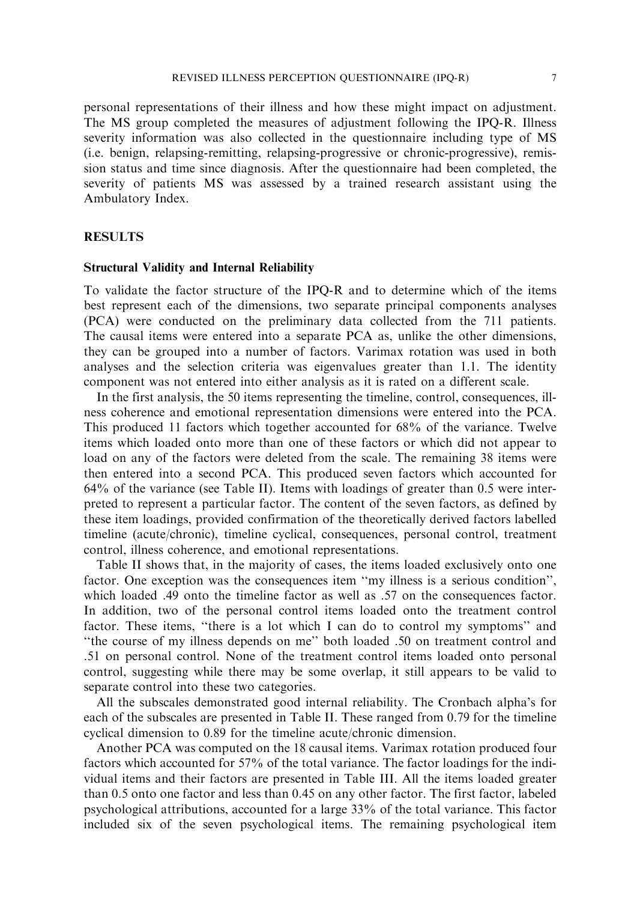personal representations of their illness and how these might impact on adjustment. The MS group completed the measures of adjustment following the IPQ-R. Illness severity information was also collected in the questionnaire including type of MS (i.e. benign, relapsing-remitting, relapsing-progressive or chronic-progressive), remission status and time since diagnosis. After the questionnaire had been completed, the severity of patients MS was assessed by a trained research assistant using the Ambulatory Index.

## RESULTS

### Structural Validity and Internal Reliability

To validate the factor structure of the IPQ-R and to determine which of the items best represent each of the dimensions, two separate principal components analyses (PCA) were conducted on the preliminary data collected from the 711 patients. The causal items were entered into a separate PCA as, unlike the other dimensions, they can be grouped into a number of factors. Varimax rotation was used in both analyses and the selection criteria was eigenvalues greater than 1.1. The identity component was not entered into either analysis as it is rated on a different scale.

In the first analysis, the 50 items representing the timeline, control, consequences, illness coherence and emotional representation dimensions were entered into the PCA. This produced 11 factors which together accounted for 68% of the variance. Twelve items which loaded onto more than one of these factors or which did not appear to load on any of the factors were deleted from the scale. The remaining 38 items were then entered into a second PCA. This produced seven factors which accounted for 64% of the variance (see Table II). Items with loadings of greater than 0.5 were interpreted to represent a particular factor. The content of the seven factors, as defined by these item loadings, provided confirmation of the theoretically derived factors labelled timeline (acute/chronic), timeline cyclical, consequences, personal control, treatment control, illness coherence, and emotional representations.

Table II shows that, in the majority of cases, the items loaded exclusively onto one factor. One exception was the consequences item "my illness is a serious condition", which loaded .49 onto the timeline factor as well as .57 on the consequences factor. In addition, two of the personal control items loaded onto the treatment control factor. These items, "there is a lot which I can do to control my symptoms" and "the course of my illness depends on me" both loaded .50 on treatment control and .51 on personal control. None of the treatment control items loaded onto personal control, suggesting while there may be some overlap, it still appears to be valid to separate control into these two categories.

All the subscales demonstrated good internal reliability. The Cronbach alpha's for each of the subscales are presented in Table II. These ranged from 0.79 for the timeline cyclical dimension to 0.89 for the timeline acute/chronic dimension.

Another PCA was computed on the 18 causal items. Varimax rotation produced four factors which accounted for 57% of the total variance. The factor loadings for the individual items and their factors are presented in Table III. All the items loaded greater than 0.5 onto one factor and less than 0.45 on any other factor. The first factor, labeled psychological attributions, accounted for a large 33% of the total variance. This factor included six of the seven psychological items. The remaining psychological item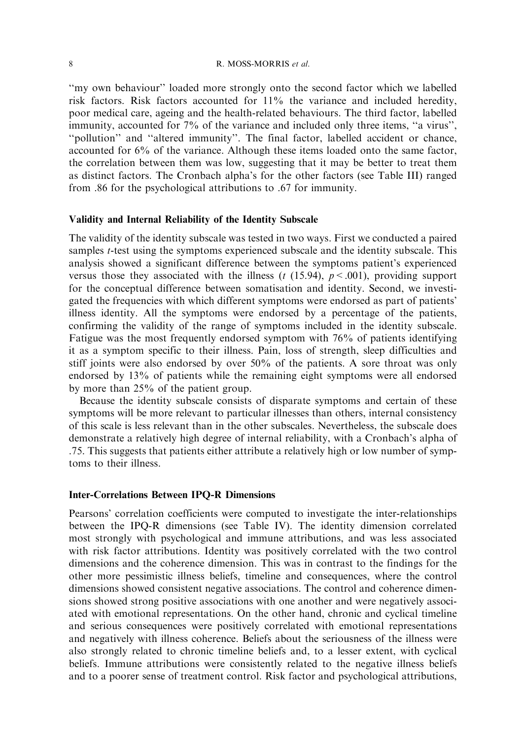"my own behaviour" loaded more strongly onto the second factor which we labelled risk factors. Risk factors accounted for 11% the variance and included heredity, poor medical care, ageing and the health-related behaviours. The third factor, labelled immunity, accounted for 7% of the variance and included only three items, "a virus", "pollution" and "altered immunity". The final factor, labelled accident or chance, accounted for 6% of the variance. Although these items loaded onto the same factor, the correlation between them was low, suggesting that it may be better to treat them as distinct factors. The Cronbach alpha's for the other factors (see Table III) ranged from .86 for the psychological attributions to .67 for immunity.

### Validity and Internal Reliability of the Identity Subscale

The validity of the identity subscale was tested in two ways. First we conducted a paired samples *t*-test using the symptoms experienced subscale and the identity subscale. This analysis showed a significant difference between the symptoms patient's experienced versus those they associated with the illness ($t$ (15.94), $p < .001$), providing support for the conceptual difference between somatisation and identity. Second, we investigated the frequencies with which different symptoms were endorsed as part of patients' illness identity. All the symptoms were endorsed by a percentage of the patients, confirming the validity of the range of symptoms included in the identity subscale. Fatigue was the most frequently endorsed symptom with 76% of patients identifying it as a symptom specific to their illness. Pain, loss of strength, sleep difficulties and stiff joints were also endorsed by over 50% of the patients. A sore throat was only endorsed by 13% of patients while the remaining eight symptoms were all endorsed by more than 25% of the patient group.

Because the identity subscale consists of disparate symptoms and certain of these symptoms will be more relevant to particular illnesses than others, internal consistency of this scale is less relevant than in the other subscales. Nevertheless, the subscale does demonstrate a relatively high degree of internal reliability, with a Cronbach's alpha of .75. This suggests that patients either attribute a relatively high or low number of symptoms to their illness.

### Inter-Correlations Between IPQ-R Dimensions

Pearsons' correlation coefficients were computed to investigate the inter-relationships between the IPQ-R dimensions (see Table IV). The identity dimension correlated most strongly with psychological and immune attributions, and was less associated with risk factor attributions. Identity was positively correlated with the two control dimensions and the coherence dimension. This was in contrast to the findings for the other more pessimistic illness beliefs, timeline and consequences, where the control dimensions showed consistent negative associations. The control and coherence dimensions showed strong positive associations with one another and were negatively associated with emotional representations. On the other hand, chronic and cyclical timeline and serious consequences were positively correlated with emotional representations and negatively with illness coherence. Beliefs about the seriousness of the illness were also strongly related to chronic timeline beliefs and, to a lesser extent, with cyclical beliefs. Immune attributions were consistently related to the negative illness beliefs and to a poorer sense of treatment control. Risk factor and psychological attributions,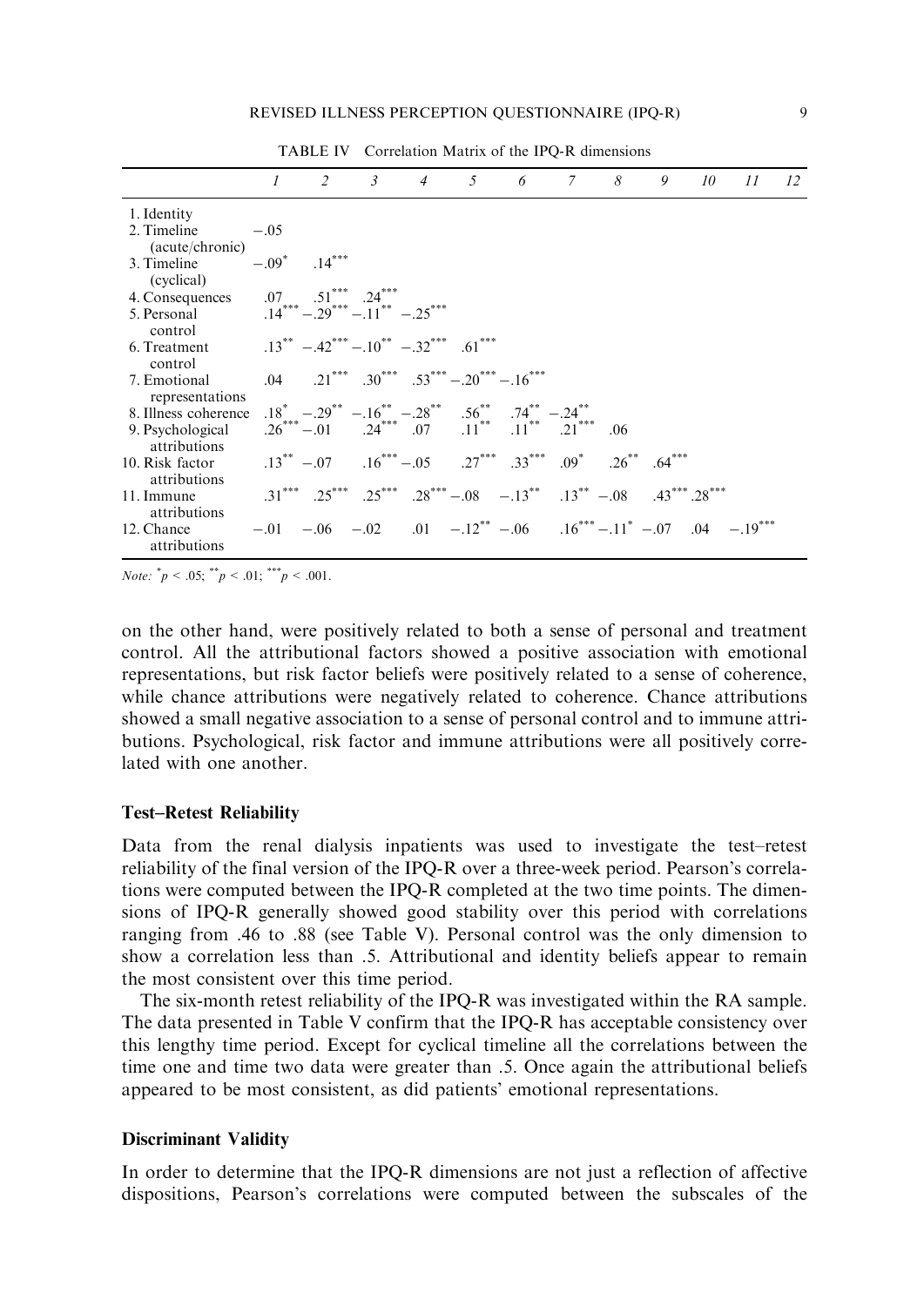TABLE IV Correlation Matrix of the IPQ-R dimensions

| | 1 | 2 | 3 | 4 | 5 | 6 | 7 | 8 | 9 | 10 | 11 | 12 |
|---|---|---|---|---|---|---|---|---|---|---|---|---|
| 1. Identity | | | | | | | | | | | | |
| 2. Timeline (acute/chronic) | $-.05$ | | | | | | | | | | | |
| 3. Timeline (cyclical) | $-.09^{*}$ | $.14^{***}$ | | | | | | | | | | |
| 4. Consequences | $.07$ | $.51^{***}$ | $.24^{***}$ | | | | | | | | | |
| 5. Personal control | $.14^{***}$ | $-.29^{***}$ | $-.11^{**}$ | $-.25^{***}$ | | | | | | | | |
| 6. Treatment control | $.13^{**}$ | $-.42^{***}$ | $-.10^{**}$ | $-.32^{***}$ | $.61^{***}$ | | | | | | | |
| 7. Emotional representations | $.04$ | $.21^{***}$ | $.30^{***}$ | $.53^{***}$ | $-.20^{***}$ | $-.16^{***}$ | | | | | | |
| 8. Illness coherence | $.18^{*}$ | $-.29^{**}$ | $-.16^{**}$ | $-.28^{**}$ | $.56^{**}$ | $.74^{**}$ | $-.24^{**}$ | | | | | |
| 9. Psychological attributions | $.26^{***}$ | $-.01$ | $.24^{***}$ | $.07$ | $.11^{**}$ | $.11^{**}$ | $.21^{***}$ | $.06$ | | | | |
| 10. Risk factor attributions | $.13^{**}$ | $-.07$ | $.16^{***}$ | $-.05$ | $.27^{***}$ | $.33^{***}$ | $.09^{*}$ | $.26^{**}$ | $.64^{***}$ | | | |
| 11. Immune attributions | $.31^{***}$ | $.25^{***}$ | $.25^{***}$ | $.28^{***}$ | $-.08$ | $-.13^{**}$ | $.13^{**}$ | $-.08$ | $.43^{***}$ | $.28^{***}$ | | |
| 12. Chance attributions | $-.01$ | $-.06$ | $-.02$ | $.01$ | $-.12^{**}$ | $-.06$ | $.16^{***}$ | $-.11^{*}$ | $-.07$ | $.04$ | $-.19^{***}$ | |

*Note:* $^{*}p < .05$; $^{**}p < .01$; $^{***}p < .001$.

on the other hand, were positively related to both a sense of personal and treatment control. All the attributional factors showed a positive association with emotional representations, but risk factor beliefs were positively related to a sense of coherence, while chance attributions were negatively related to coherence. Chance attributions showed a small negative association to a sense of personal control and to immune attributions. Psychological, risk factor and immune attributions were all positively correlated with one another.

### Test–Retest Reliability

Data from the renal dialysis inpatients was used to investigate the test–retest reliability of the final version of the IPQ-R over a three-week period. Pearson's correlations were computed between the IPQ-R completed at the two time points. The dimensions of IPQ-R generally showed good stability over this period with correlations ranging from .46 to .88 (see Table V). Personal control was the only dimension to show a correlation less than .5. Attributional and identity beliefs appear to remain the most consistent over this time period.

The six-month retest reliability of the IPQ-R was investigated within the RA sample. The data presented in Table V confirm that the IPQ-R has acceptable consistency over this lengthy time period. Except for cyclical timeline all the correlations between the time one and time two data were greater than .5. Once again the attributional beliefs appeared to be most consistent, as did patients' emotional representations.

### Discriminant Validity

In order to determine that the IPQ-R dimensions are not just a reflection of affective dispositions, Pearson's correlations were computed between the subscales of the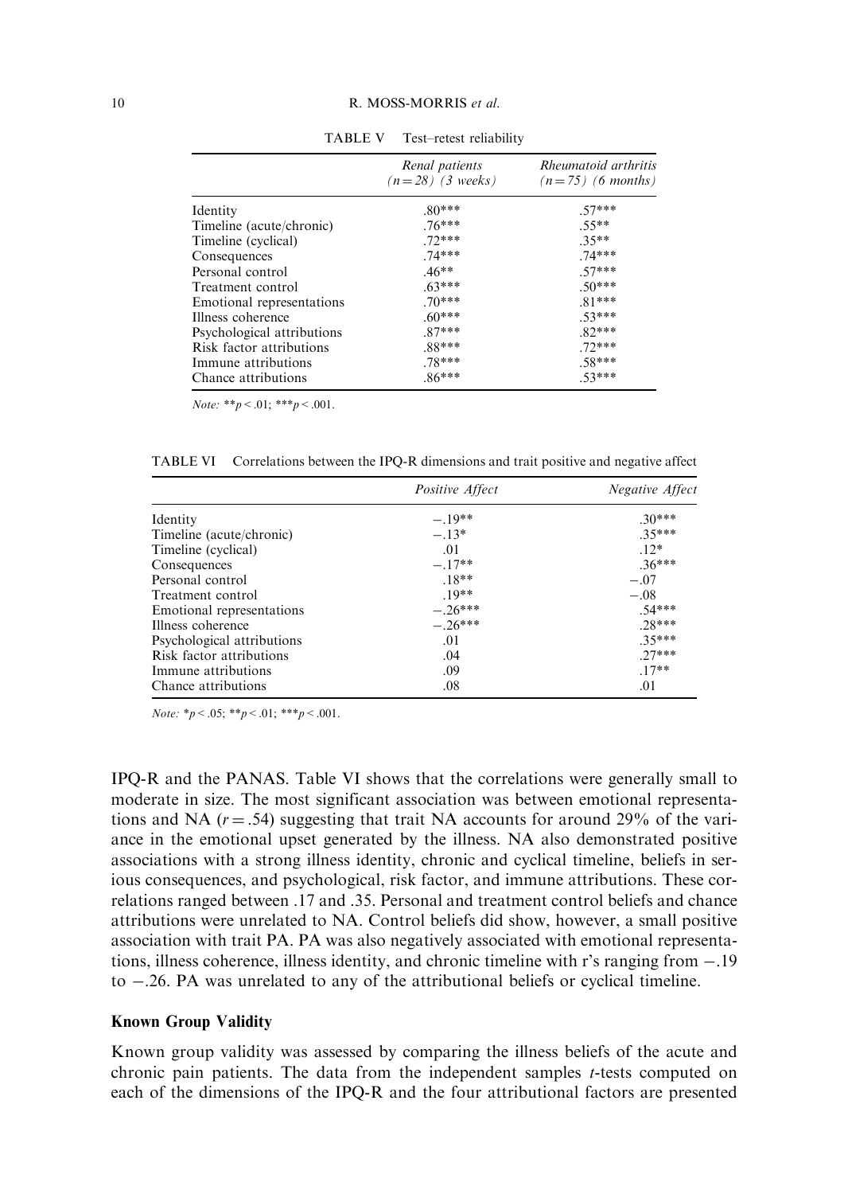TABLE V Test–retest reliability

| | *Renal patients* *(n = 28) (3 weeks)* | *Rheumatoid arthritis* *(n = 75) (6 months)* |
|---|---|---|
| Identity | .80*** | .57*** |
| Timeline (acute/chronic) | .76*** | .55** |
| Timeline (cyclical) | .72*** | .35** |
| Consequences | .74*** | .74*** |
| Personal control | .46** | .57*** |
| Treatment control | .63*** | .50*** |
| Emotional representations | .70*** | .81*** |
| Illness coherence | .60*** | .53*** |
| Psychological attributions | .87*** | .82*** |
| Risk factor attributions | .88*** | .72*** |
| Immune attributions | .78*** | .58*** |
| Chance attributions | .86*** | .53*** |

*Note:* $^{**}p < .01$; $^{***}p < .001$.

TABLE VI Correlations between the IPQ-R dimensions and trait positive and negative affect

| | *Positive Affect* | *Negative Affect* |
|---|---|---|
| Identity | −.19** | .30*** |
| Timeline (acute/chronic) | −.13* | .35*** |
| Timeline (cyclical) | .01 | .12* |
| Consequences | −.17** | .36*** |
| Personal control | .18** | −.07 |
| Treatment control | .19** | −.08 |
| Emotional representations | −.26*** | .54*** |
| Illness coherence | −.26*** | .28*** |
| Psychological attributions | .01 | .35*** |
| Risk factor attributions | .04 | .27*** |
| Immune attributions | .09 | .17** |
| Chance attributions | .08 | .01 |

*Note:* $^{*}p < .05$; $^{**}p < .01$; $^{***}p < .001$.

IPQ-R and the PANAS. Table VI shows that the correlations were generally small to moderate in size. The most significant association was between emotional representations and NA ($r = .54$) suggesting that trait NA accounts for around 29% of the variance in the emotional upset generated by the illness. NA also demonstrated positive associations with a strong illness identity, chronic and cyclical timeline, beliefs in serious consequences, and psychological, risk factor, and immune attributions. These correlations ranged between .17 and .35. Personal and treatment control beliefs and chance attributions were unrelated to NA. Control beliefs did show, however, a small positive association with trait PA. PA was also negatively associated with emotional representations, illness coherence, illness identity, and chronic timeline with r's ranging from −.19 to −.26. PA was unrelated to any of the attributional beliefs or cyclical timeline.

### Known Group Validity

Known group validity was assessed by comparing the illness beliefs of the acute and chronic pain patients. The data from the independent samples *t*-tests computed on each of the dimensions of the IPQ-R and the four attributional factors are presented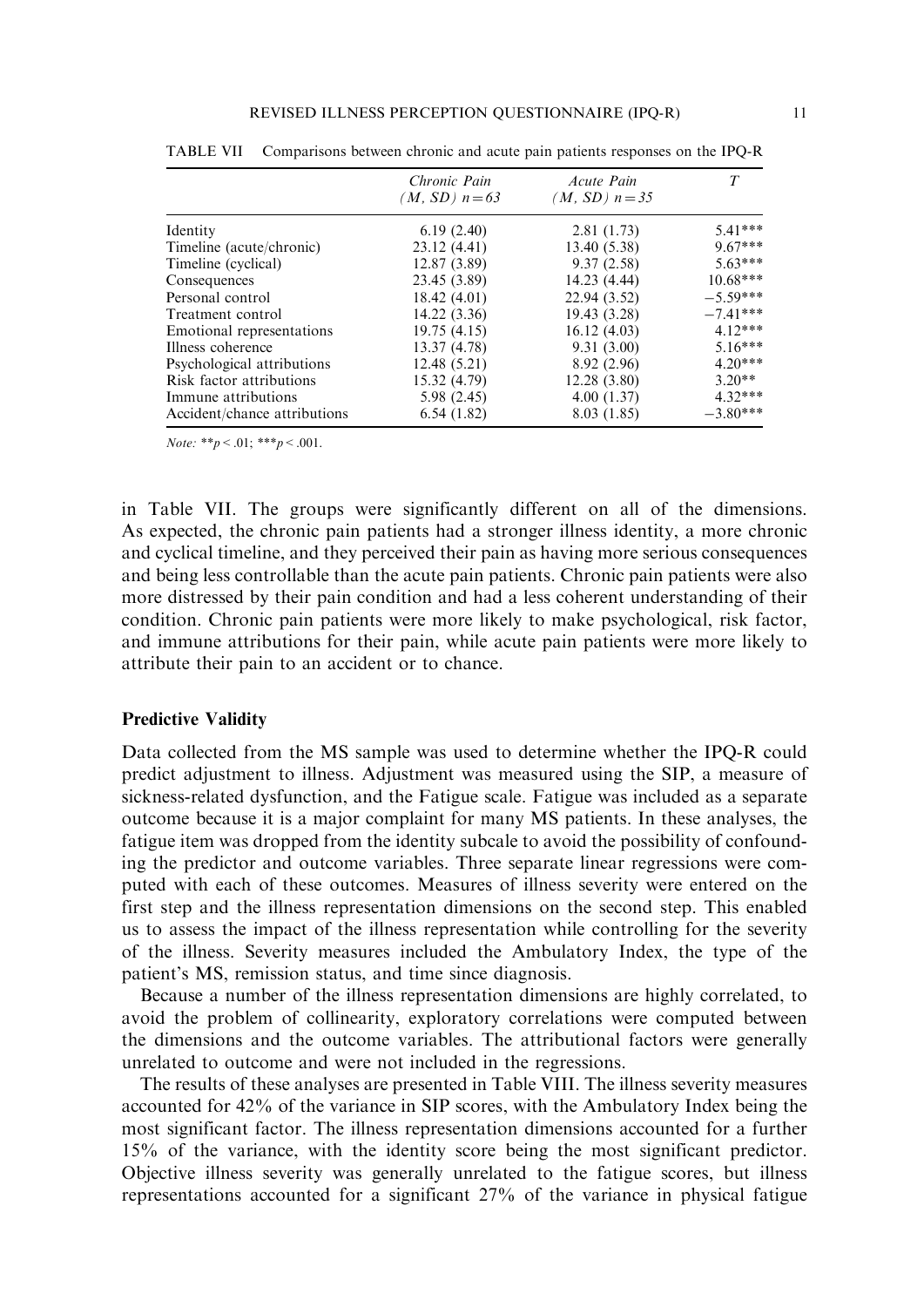TABLE VII Comparisons between chronic and acute pain patients responses on the IPQ-R

| | Chronic Pain (*M, SD*) $n = 63$ | Acute Pain (*M, SD*) $n = 35$ | *T* |
|---|---|---|---|
| Identity | 6.19 (2.40) | 2.81 (1.73) | 5.41*** |
| Timeline (acute/chronic) | 23.12 (4.41) | 13.40 (5.38) | 9.67*** |
| Timeline (cyclical) | 12.87 (3.89) | 9.37 (2.58) | 5.63*** |
| Consequences | 23.45 (3.89) | 14.23 (4.44) | 10.68*** |
| Personal control | 18.42 (4.01) | 22.94 (3.52) | −5.59*** |
| Treatment control | 14.22 (3.36) | 19.43 (3.28) | −7.41*** |
| Emotional representations | 19.75 (4.15) | 16.12 (4.03) | 4.12*** |
| Illness coherence | 13.37 (4.78) | 9.31 (3.00) | 5.16*** |
| Psychological attributions | 12.48 (5.21) | 8.92 (2.96) | 4.20*** |
| Risk factor attributions | 15.32 (4.79) | 12.28 (3.80) | 3.20** |
| Immune attributions | 5.98 (2.45) | 4.00 (1.37) | 4.32*** |
| Accident/chance attributions | 6.54 (1.82) | 8.03 (1.85) | −3.80*** |

*Note:* **$p < .01$; ***$p < .001$.

in Table VII. The groups were significantly different on all of the dimensions. As expected, the chronic pain patients had a stronger illness identity, a more chronic and cyclical timeline, and they perceived their pain as having more serious consequences and being less controllable than the acute pain patients. Chronic pain patients were also more distressed by their pain condition and had a less coherent understanding of their condition. Chronic pain patients were more likely to make psychological, risk factor, and immune attributions for their pain, while acute pain patients were more likely to attribute their pain to an accident or to chance.

### Predictive Validity

Data collected from the MS sample was used to determine whether the IPQ-R could predict adjustment to illness. Adjustment was measured using the SIP, a measure of sickness-related dysfunction, and the Fatigue scale. Fatigue was included as a separate outcome because it is a major complaint for many MS patients. In these analyses, the fatigue item was dropped from the identity subcale to avoid the possibility of confounding the predictor and outcome variables. Three separate linear regressions were computed with each of these outcomes. Measures of illness severity were entered on the first step and the illness representation dimensions on the second step. This enabled us to assess the impact of the illness representation while controlling for the severity of the illness. Severity measures included the Ambulatory Index, the type of the patient's MS, remission status, and time since diagnosis.

Because a number of the illness representation dimensions are highly correlated, to avoid the problem of collinearity, exploratory correlations were computed between the dimensions and the outcome variables. The attributional factors were generally unrelated to outcome and were not included in the regressions.

The results of these analyses are presented in Table VIII. The illness severity measures accounted for 42% of the variance in SIP scores, with the Ambulatory Index being the most significant factor. The illness representation dimensions accounted for a further 15% of the variance, with the identity score being the most significant predictor. Objective illness severity was generally unrelated to the fatigue scores, but illness representations accounted for a significant 27% of the variance in physical fatigue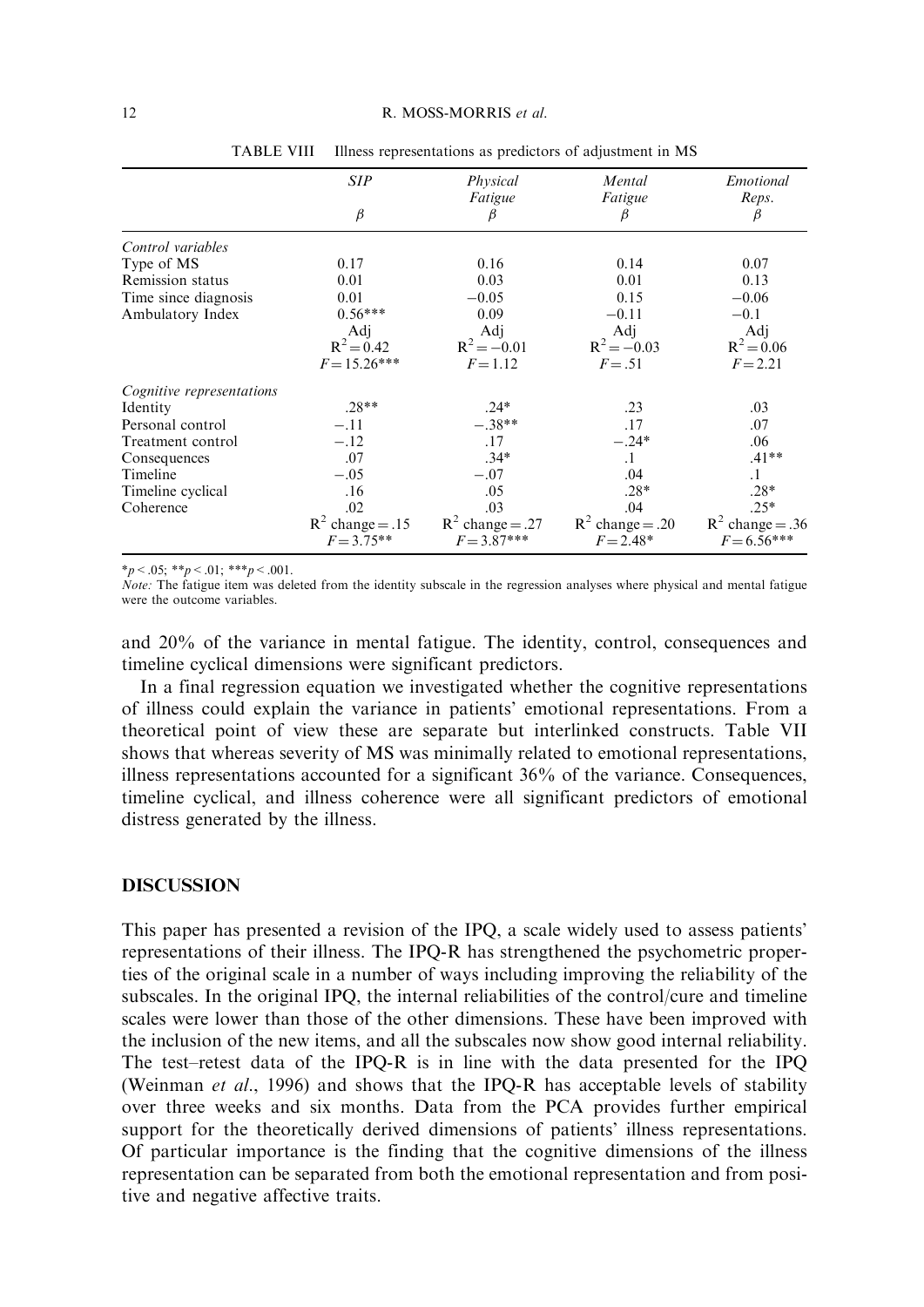TABLE VIII Illness representations as predictors of adjustment in MS

| | *SIP* | *Physical Fatigue* | *Mental Fatigue* | *Emotional Reps.* |
|---|---|---|---|---|
| | $\beta$ | $\beta$ | $\beta$ | $\beta$ |
| *Control variables* | | | | |
| Type of MS | 0.17 | 0.16 | 0.14 | 0.07 |
| Remission status | 0.01 | 0.03 | 0.01 | 0.13 |
| Time since diagnosis | 0.01 | −0.05 | 0.15 | −0.06 |
| Ambulatory Index | 0.56*** | 0.09 | −0.11 | −0.1 |
| | Adj $R^2 = 0.42$ | Adj $R^2 = -0.01$ | Adj $R^2 = -0.03$ | Adj $R^2 = 0.06$ |
| | $F = 15.26$*** | $F = 1.12$ | $F = .51$ | $F = 2.21$ |
| *Cognitive representations* | | | | |
| Identity | .28** | .24* | .23 | .03 |
| Personal control | −.11 | −.38** | .17 | .07 |
| Treatment control | −.12 | .17 | −.24* | .06 |
| Consequences | .07 | .34* | .1 | .41** |
| Timeline | −.05 | −.07 | .04 | .1 |
| Timeline cyclical | .16 | .05 | .28* | .28* |
| Coherence | .02 | .03 | .04 | .25* |
| | $R^2$ change = .15 | $R^2$ change = .27 | $R^2$ change = .20 | $R^2$ change = .36 |
| | $F = 3.75$** | $F = 3.87$*** | $F = 2.48$* | $F = 6.56$*** |

*$p < .05$; **$p < .01$; ***$p < .001$.

*Note:* The fatigue item was deleted from the identity subscale in the regression analyses where physical and mental fatigue were the outcome variables.

and 20% of the variance in mental fatigue. The identity, control, consequences and timeline cyclical dimensions were significant predictors.

In a final regression equation we investigated whether the cognitive representations of illness could explain the variance in patients' emotional representations. From a theoretical point of view these are separate but interlinked constructs. Table VII shows that whereas severity of MS was minimally related to emotional representations, illness representations accounted for a significant 36% of the variance. Consequences, timeline cyclical, and illness coherence were all significant predictors of emotional distress generated by the illness.

## DISCUSSION

This paper has presented a revision of the IPQ, a scale widely used to assess patients' representations of their illness. The IPQ-R has strengthened the psychometric properties of the original scale in a number of ways including improving the reliability of the subscales. In the original IPQ, the internal reliabilities of the control/cure and timeline scales were lower than those of the other dimensions. These have been improved with the inclusion of the new items, and all the subscales now show good internal reliability. The test–retest data of the IPQ-R is in line with the data presented for the IPQ (Weinman *et al.*, 1996) and shows that the IPQ-R has acceptable levels of stability over three weeks and six months. Data from the PCA provides further empirical support for the theoretically derived dimensions of patients' illness representations. Of particular importance is the finding that the cognitive dimensions of the illness representation can be separated from both the emotional representation and from positive and negative affective traits.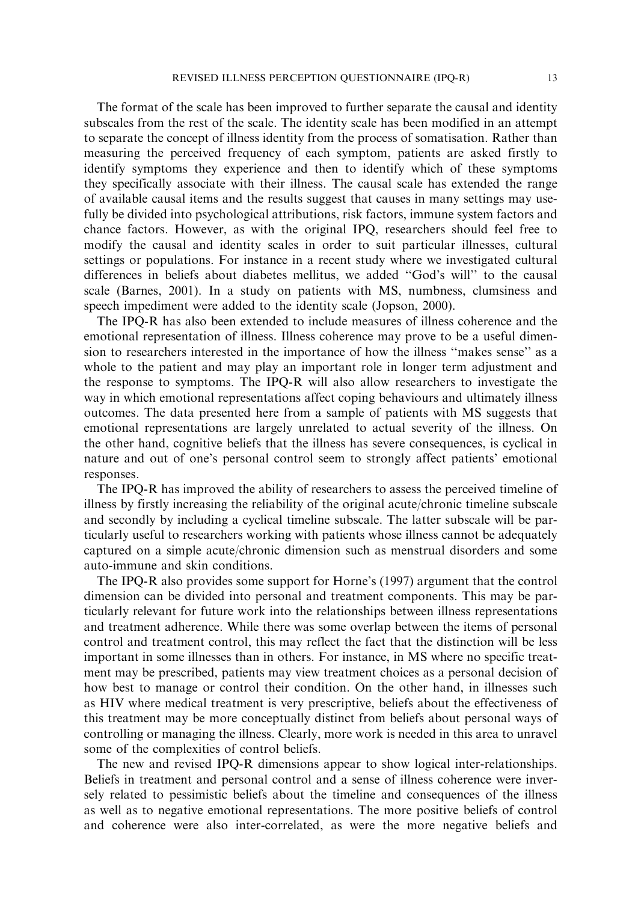The format of the scale has been improved to further separate the causal and identity subscales from the rest of the scale. The identity scale has been modified in an attempt to separate the concept of illness identity from the process of somatisation. Rather than measuring the perceived frequency of each symptom, patients are asked firstly to identify symptoms they experience and then to identify which of these symptoms they specifically associate with their illness. The causal scale has extended the range of available causal items and the results suggest that causes in many settings may usefully be divided into psychological attributions, risk factors, immune system factors and chance factors. However, as with the original IPQ, researchers should feel free to modify the causal and identity scales in order to suit particular illnesses, cultural settings or populations. For instance in a recent study where we investigated cultural differences in beliefs about diabetes mellitus, we added ''God's will'' to the causal scale (Barnes, 2001). In a study on patients with MS, numbness, clumsiness and speech impediment were added to the identity scale (Jopson, 2000).

The IPQ-R has also been extended to include measures of illness coherence and the emotional representation of illness. Illness coherence may prove to be a useful dimension to researchers interested in the importance of how the illness ''makes sense'' as a whole to the patient and may play an important role in longer term adjustment and the response to symptoms. The IPQ-R will also allow researchers to investigate the way in which emotional representations affect coping behaviours and ultimately illness outcomes. The data presented here from a sample of patients with MS suggests that emotional representations are largely unrelated to actual severity of the illness. On the other hand, cognitive beliefs that the illness has severe consequences, is cyclical in nature and out of one's personal control seem to strongly affect patients' emotional responses.

The IPQ-R has improved the ability of researchers to assess the perceived timeline of illness by firstly increasing the reliability of the original acute/chronic timeline subscale and secondly by including a cyclical timeline subscale. The latter subscale will be particularly useful to researchers working with patients whose illness cannot be adequately captured on a simple acute/chronic dimension such as menstrual disorders and some auto-immune and skin conditions.

The IPQ-R also provides some support for Horne's (1997) argument that the control dimension can be divided into personal and treatment components. This may be particularly relevant for future work into the relationships between illness representations and treatment adherence. While there was some overlap between the items of personal control and treatment control, this may reflect the fact that the distinction will be less important in some illnesses than in others. For instance, in MS where no specific treatment may be prescribed, patients may view treatment choices as a personal decision of how best to manage or control their condition. On the other hand, in illnesses such as HIV where medical treatment is very prescriptive, beliefs about the effectiveness of this treatment may be more conceptually distinct from beliefs about personal ways of controlling or managing the illness. Clearly, more work is needed in this area to unravel some of the complexities of control beliefs.

The new and revised IPQ-R dimensions appear to show logical inter-relationships. Beliefs in treatment and personal control and a sense of illness coherence were inversely related to pessimistic beliefs about the timeline and consequences of the illness as well as to negative emotional representations. The more positive beliefs of control and coherence were also inter-correlated, as were the more negative beliefs and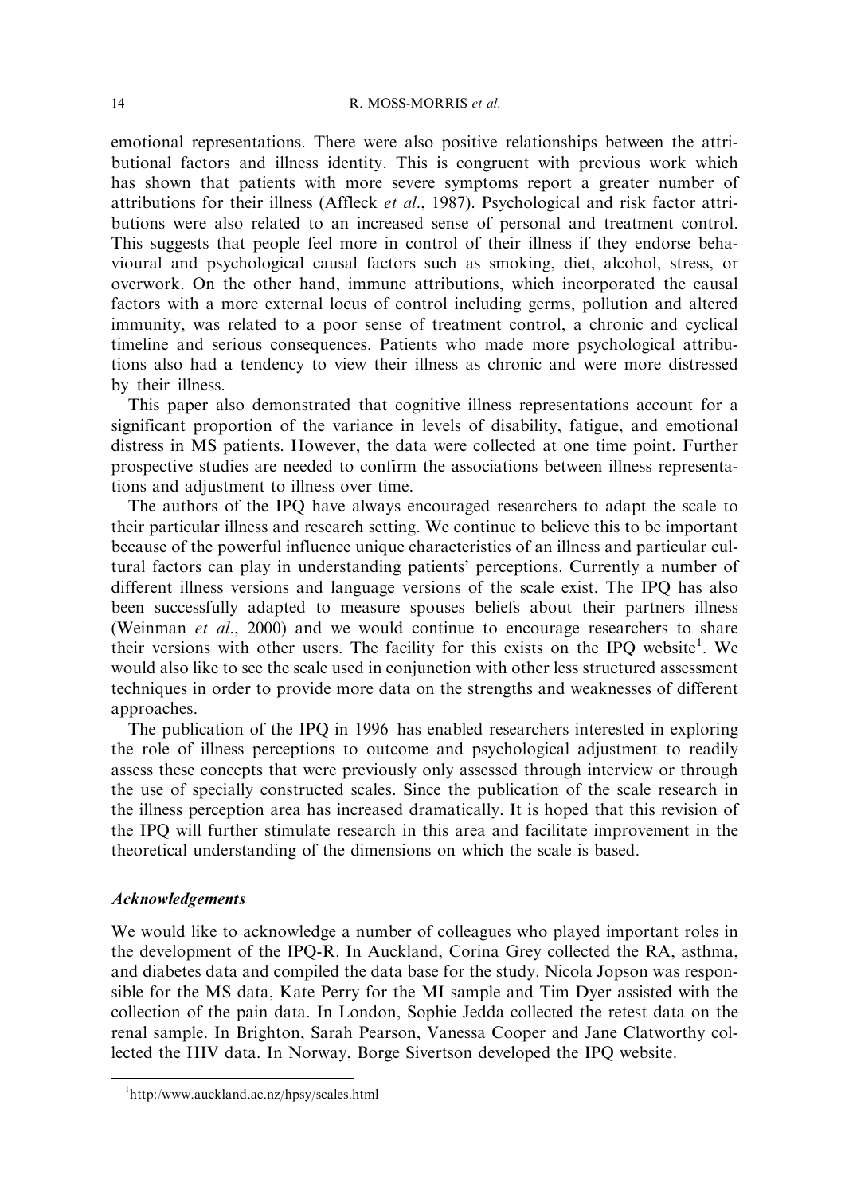emotional representations. There were also positive relationships between the attributional factors and illness identity. This is congruent with previous work which has shown that patients with more severe symptoms report a greater number of attributions for their illness (Affleck *et al*., 1987). Psychological and risk factor attributions were also related to an increased sense of personal and treatment control. This suggests that people feel more in control of their illness if they endorse behavioural and psychological causal factors such as smoking, diet, alcohol, stress, or overwork. On the other hand, immune attributions, which incorporated the causal factors with a more external locus of control including germs, pollution and altered immunity, was related to a poor sense of treatment control, a chronic and cyclical timeline and serious consequences. Patients who made more psychological attributions also had a tendency to view their illness as chronic and were more distressed by their illness.

This paper also demonstrated that cognitive illness representations account for a significant proportion of the variance in levels of disability, fatigue, and emotional distress in MS patients. However, the data were collected at one time point. Further prospective studies are needed to confirm the associations between illness representations and adjustment to illness over time.

The authors of the IPQ have always encouraged researchers to adapt the scale to their particular illness and research setting. We continue to believe this to be important because of the powerful influence unique characteristics of an illness and particular cultural factors can play in understanding patients' perceptions. Currently a number of different illness versions and language versions of the scale exist. The IPQ has also been successfully adapted to measure spouses beliefs about their partners illness (Weinman *et al*., 2000) and we would continue to encourage researchers to share their versions with other users. The facility for this exists on the IPQ website[1]. We would also like to see the scale used in conjunction with other less structured assessment techniques in order to provide more data on the strengths and weaknesses of different approaches.

The publication of the IPQ in 1996 has enabled researchers interested in exploring the role of illness perceptions to outcome and psychological adjustment to readily assess these concepts that were previously only assessed through interview or through the use of specially constructed scales. Since the publication of the scale research in the illness perception area has increased dramatically. It is hoped that this revision of the IPQ will further stimulate research in this area and facilitate improvement in the theoretical understanding of the dimensions on which the scale is based.

### Acknowledgements

We would like to acknowledge a number of colleagues who played important roles in the development of the IPQ-R. In Auckland, Corina Grey collected the RA, asthma, and diabetes data and compiled the data base for the study. Nicola Jopson was responsible for the MS data, Kate Perry for the MI sample and Tim Dyer assisted with the collection of the pain data. In London, Sophie Jedda collected the retest data on the renal sample. In Brighton, Sarah Pearson, Vanessa Cooper and Jane Clatworthy collected the HIV data. In Norway, Borge Sivertson developed the IPQ website.

---

[1] http:/www.auckland.ac.nz/hpsy/scales.html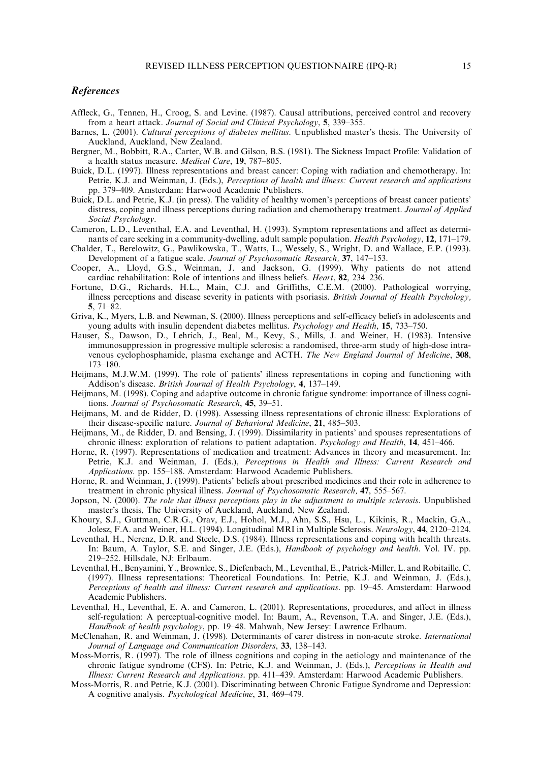## *References*

Affleck, G., Tennen, H., Croog, S. and Levine. (1987). Causal attributions, perceived control and recovery from a heart attack. *Journal of Social and Clinical Psychology*, **5**, 339–355.

Barnes, L. (2001). *Cultural perceptions of diabetes mellitus*. Unpublished master's thesis. The University of Auckland, Auckland, New Zealand.

Bergner, M., Bobbitt, R.A., Carter, W.B. and Gilson, B.S. (1981). The Sickness Impact Profile: Validation of a health status measure. *Medical Care*, **19**, 787–805.

Buick, D.L. (1997). Illness representations and breast cancer: Coping with radiation and chemotherapy. In: Petrie, K.J. and Weinman, J. (Eds.), *Perceptions of health and illness: Current research and applications* pp. 379–409. Amsterdam: Harwood Academic Publishers.

Buick, D.L. and Petrie, K.J. (in press). The validity of healthy women's perceptions of breast cancer patients' distress, coping and illness perceptions during radiation and chemotherapy treatment. *Journal of Applied Social Psychology*.

Cameron, L.D., Leventhal, E.A. and Leventhal, H. (1993). Symptom representations and affect as determinants of care seeking in a community-dwelling, adult sample population. *Health Psychology*, **12**, 171–179.

Chalder, T., Berelowitz, G., Pawlikowska, T., Watts, L., Wessely, S., Wright, D. and Wallace, E.P. (1993). Development of a fatigue scale. *Journal of Psychosomatic Research*, **37**, 147–153.

Cooper, A., Lloyd, G.S., Weinman, J. and Jackson, G. (1999). Why patients do not attend cardiac rehabilitation: Role of intentions and illness beliefs. *Heart*, **82**, 234–236.

Fortune, D.G., Richards, H.L., Main, C.J. and Griffiths, C.E.M. (2000). Pathological worrying, illness perceptions and disease severity in patients with psoriasis. *British Journal of Health Psychology*, **5**, 71–82.

Griva, K., Myers, L.B. and Newman, S. (2000). Illness perceptions and self-efficacy beliefs in adolescents and young adults with insulin dependent diabetes mellitus. *Psychology and Health*, **15**, 733–750.

Hauser, S., Dawson, D., Lehrich, J., Beal, M., Kevy, S., Mills, J. and Weiner, H. (1983). Intensive immunosuppression in progressive multiple sclerosis: a randomised, three-arm study of high-dose intravenous cyclophosphamide, plasma exchange and ACTH. *The New England Journal of Medicine*, **308**, 173–180.

Heijmans, M.J.W.M. (1999). The role of patients' illness representations in coping and functioning with Addison's disease. *British Journal of Health Psychology*, **4**, 137–149.

Heijmans, M. (1998). Coping and adaptive outcome in chronic fatigue syndrome: importance of illness cognitions. *Journal of Psychosomatic Research*, **45**, 39–51.

Heijmans, M. and de Ridder, D. (1998). Assessing illness representations of chronic illness: Explorations of their disease-specific nature. *Journal of Behavioral Medicine*, **21**, 485–503.

Heijmans, M., de Ridder, D. and Bensing, J. (1999). Dissimilarity in patients' and spouses representations of chronic illness: exploration of relations to patient adaptation. *Psychology and Health*, **14**, 451–466.

Horne, R. (1997). Representations of medication and treatment: Advances in theory and measurement. In: Petrie, K.J. and Weinman, J. (Eds.), *Perceptions in Health and Illness: Current Research and Applications*. pp. 155–188. Amsterdam: Harwood Academic Publishers.

Horne, R. and Weinman, J. (1999). Patients' beliefs about prescribed medicines and their role in adherence to treatment in chronic physical illness. *Journal of Psychosomatic Research*, **47**, 555–567.

Jopson, N. (2000). *The role that illness perceptions play in the adjustment to multiple sclerosis*. Unpublished master's thesis, The University of Auckland, Auckland, New Zealand.

Khoury, S.J., Guttman, C.R.G., Orav, E.J., Hohol, M.J., Ahn, S.S., Hsu, L., Kikinis, R., Mackin, G.A., Jolesz, F.A. and Weiner, H.L. (1994). Longitudinal MRI in Multiple Sclerosis. *Neurology*, **44**, 2120–2124.

Leventhal, H., Nerenz, D.R. and Steele, D.S. (1984). Illness representations and coping with health threats. In: Baum, A. Taylor, S.E. and Singer, J.E. (Eds.), *Handbook of psychology and health*. Vol. IV. pp. 219–252. Hillsdale, NJ: Erlbaum.

Leventhal, H., Benyamini, Y., Brownlee, S., Diefenbach, M., Leventhal, E., Patrick-Miller, L. and Robitaille, C. (1997). Illness representations: Theoretical Foundations. In: Petrie, K.J. and Weinman, J. (Eds.), *Perceptions of health and illness: Current research and applications*. pp. 19–45. Amsterdam: Harwood Academic Publishers.

Leventhal, H., Leventhal, E. A. and Cameron, L. (2001). Representations, procedures, and affect in illness self-regulation: A perceptual-cognitive model. In: Baum, A., Revenson, T.A. and Singer, J.E. (Eds.), *Handbook of health psychology*, pp. 19–48. Mahwah, New Jersey: Lawrence Erlbaum.

McClenahan, R. and Weinman, J. (1998). Determinants of carer distress in non-acute stroke. *International Journal of Language and Communication Disorders*, **33**, 138–143.

Moss-Morris, R. (1997). The role of illness cognitions and coping in the aetiology and maintenance of the chronic fatigue syndrome (CFS). In: Petrie, K.J. and Weinman, J. (Eds.), *Perceptions in Health and Illness: Current Research and Applications*. pp. 411–439. Amsterdam: Harwood Academic Publishers.

Moss-Morris, R. and Petrie, K.J. (2001). Discriminating between Chronic Fatigue Syndrome and Depression: A cognitive analysis. *Psychological Medicine*, **31**, 469–479.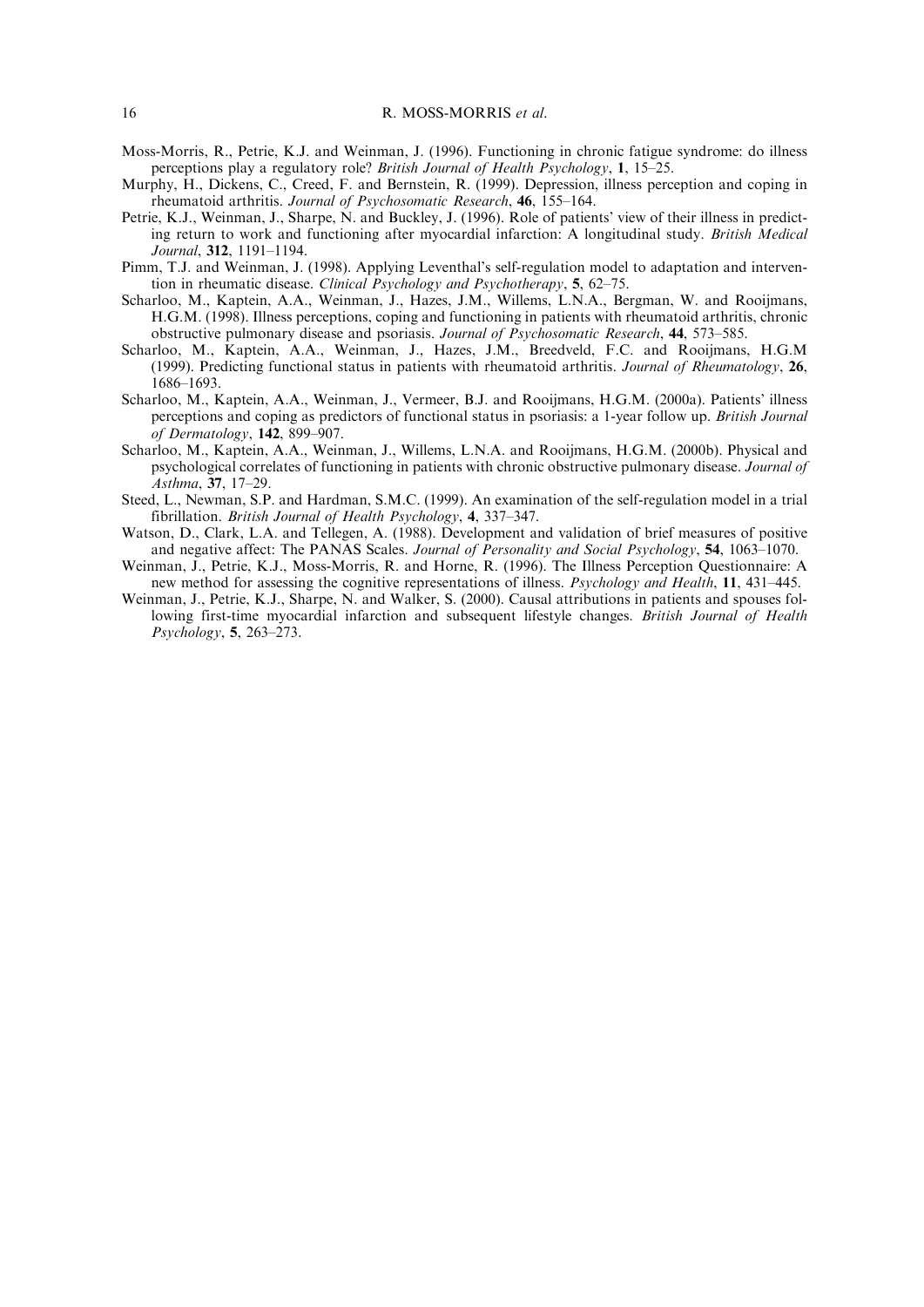Moss-Morris, R., Petrie, K.J. and Weinman, J. (1996). Functioning in chronic fatigue syndrome: do illness perceptions play a regulatory role? *British Journal of Health Psychology*, **1**, 15–25.

Murphy, H., Dickens, C., Creed, F. and Bernstein, R. (1999). Depression, illness perception and coping in rheumatoid arthritis. *Journal of Psychosomatic Research*, **46**, 155–164.

Petrie, K.J., Weinman, J., Sharpe, N. and Buckley, J. (1996). Role of patients' view of their illness in predicting return to work and functioning after myocardial infarction: A longitudinal study. *British Medical Journal*, **312**, 1191–1194.

Pimm, T.J. and Weinman, J. (1998). Applying Leventhal's self-regulation model to adaptation and intervention in rheumatic disease. *Clinical Psychology and Psychotherapy*, **5**, 62–75.

Scharloo, M., Kaptein, A.A., Weinman, J., Hazes, J.M., Willems, L.N.A., Bergman, W. and Rooijmans, H.G.M. (1998). Illness perceptions, coping and functioning in patients with rheumatoid arthritis, chronic obstructive pulmonary disease and psoriasis. *Journal of Psychosomatic Research*, **44**, 573–585.

Scharloo, M., Kaptein, A.A., Weinman, J., Hazes, J.M., Breedveld, F.C. and Rooijmans, H.G.M (1999). Predicting functional status in patients with rheumatoid arthritis. *Journal of Rheumatology*, **26**, 1686–1693.

Scharloo, M., Kaptein, A.A., Weinman, J., Vermeer, B.J. and Rooijmans, H.G.M. (2000a). Patients' illness perceptions and coping as predictors of functional status in psoriasis: a 1-year follow up. *British Journal of Dermatology*, **142**, 899–907.

Scharloo, M., Kaptein, A.A., Weinman, J., Willems, L.N.A. and Rooijmans, H.G.M. (2000b). Physical and psychological correlates of functioning in patients with chronic obstructive pulmonary disease. *Journal of Asthma*, **37**, 17–29.

Steed, L., Newman, S.P. and Hardman, S.M.C. (1999). An examination of the self-regulation model in a trial fibrillation. *British Journal of Health Psychology*, **4**, 337–347.

Watson, D., Clark, L.A. and Tellegen, A. (1988). Development and validation of brief measures of positive and negative affect: The PANAS Scales. *Journal of Personality and Social Psychology*, **54**, 1063–1070.

Weinman, J., Petrie, K.J., Moss-Morris, R. and Horne, R. (1996). The Illness Perception Questionnaire: A new method for assessing the cognitive representations of illness. *Psychology and Health*, **11**, 431–445.

Weinman, J., Petrie, K.J., Sharpe, N. and Walker, S. (2000). Causal attributions in patients and spouses following first-time myocardial infarction and subsequent lifestyle changes. *British Journal of Health Psychology*, **5**, 263–273.